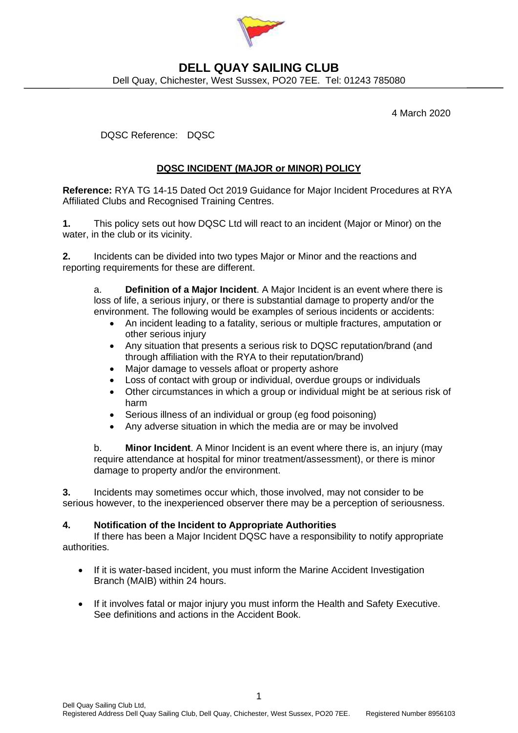# DELL QUAY SAILING CLUB

Dell Quay, Chichester, West Sussex, PO20 7EE. Tel: 01243 785080

4 March 2020

DQSC Reference: DQSC

## DQSC INCIDENT (MAJOR or MINOR) POLICY

**Reference:** RYA TG 14-15 Dated Oct 2019 Guidance for Major Incident Procedures at RYA Affiliated Clubs and Recognised Training Centres.

**1.** This policy sets out how DQSC Ltd will react to an incident (Major or Minor) on the water, in the club or its vicinity.

**2.** Incidents can be divided into two types Major or Minor and the reactions and reporting requirements for these are different.

a. **Definition of a Major Incident**. A Major Incident is an event where there is loss of life, a serious injury, or there is substantial damage to property and/or the environment. The following would be examples of serious incidents or accidents:

- An incident leading to a fatality, serious or multiple fractures, amputation or other serious injury
- Any situation that presents a serious risk to DQSC reputation/brand (and through affiliation with the RYA to their reputation/brand)
- Major damage to vessels afloat or property ashore
- Loss of contact with group or individual, overdue groups or individuals
- Other circumstances in which a group or individual might be at serious risk of harm
- Serious illness of an individual or group (eg food poisoning)
- Any adverse situation in which the media are or may be involved

b. **Minor Incident**. A Minor Incident is an event where there is, an injury (may require attendance at hospital for minor treatment/assessment), or there is minor damage to property and/or the environment.

**3.** Incidents may sometimes occur which, those involved, may not consider to be serious however, to the inexperienced observer there may be a perception of seriousness.

**4. Notification of the Incident to Appropriate Authorities**

If there has been a Major Incident DQSC have a responsibility to notify appropriate authorities.

- If it is water-based incident, you must inform the Marine Accident Investigation Branch (MAIB) within 24 hours.
- If it involves fatal or major injury you must inform the Health and Safety Executive. See definitions and actions in the Accident Book.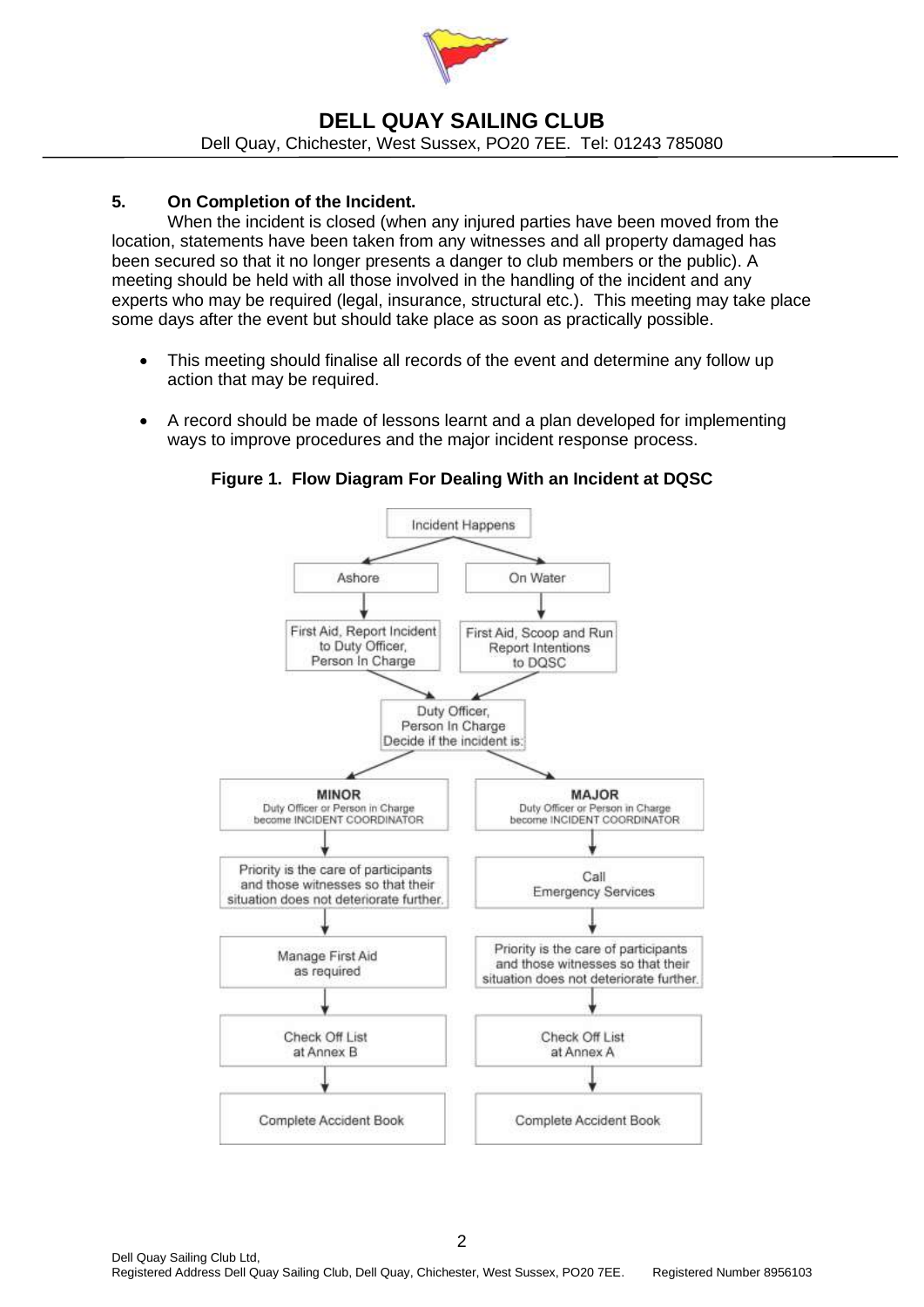## 5. On Completion of the Incident.

When the incident is closed (when any injured parties have been moved from the location, statements have been taken from any witnesses and all property damaged has been secured so that it no longer presents a danger to club members or the public). A meeting should be held with all those involved in the handling of the incident and any experts who may be required (legal, insurance, structural etc.). This meeting may take place some days after the event but should take place as soon as practically possible.

- This meeting should finalise all records of the event and determine any follow up action that may be required.
- A record should be made of lessons learnt and a plan developed for implementing ways to improve procedures and the major incident response process.

**Figure 1. Flow Diagram For Dealing With an Incident at DQSC**

Incident Happens

Ashore → First Aid, Report Incident to Duty Officer, Person In Charge

On Water → First Aid, Scoop and Run Report Intentions to DQSC

Duty Officer, Person In Charge Decide if the incident is:

**MINOR** – Duty Officer or Person in Charge become INCIDENT COORDINATOR
→ Priority is the care of participants and those witnesses so that their situation does not deteriorate further.
→ Manage First Aid as required
→ Check Off List at Annex B
→ Complete Accident Book

**MAJOR** – Duty Officer or Person in Charge become INCIDENT COORDINATOR
→ Call Emergency Services
→ Priority is the care of participants and those witnesses so that their situation does not deteriorate further.
→ Check Off List at Annex A
→ Complete Accident Book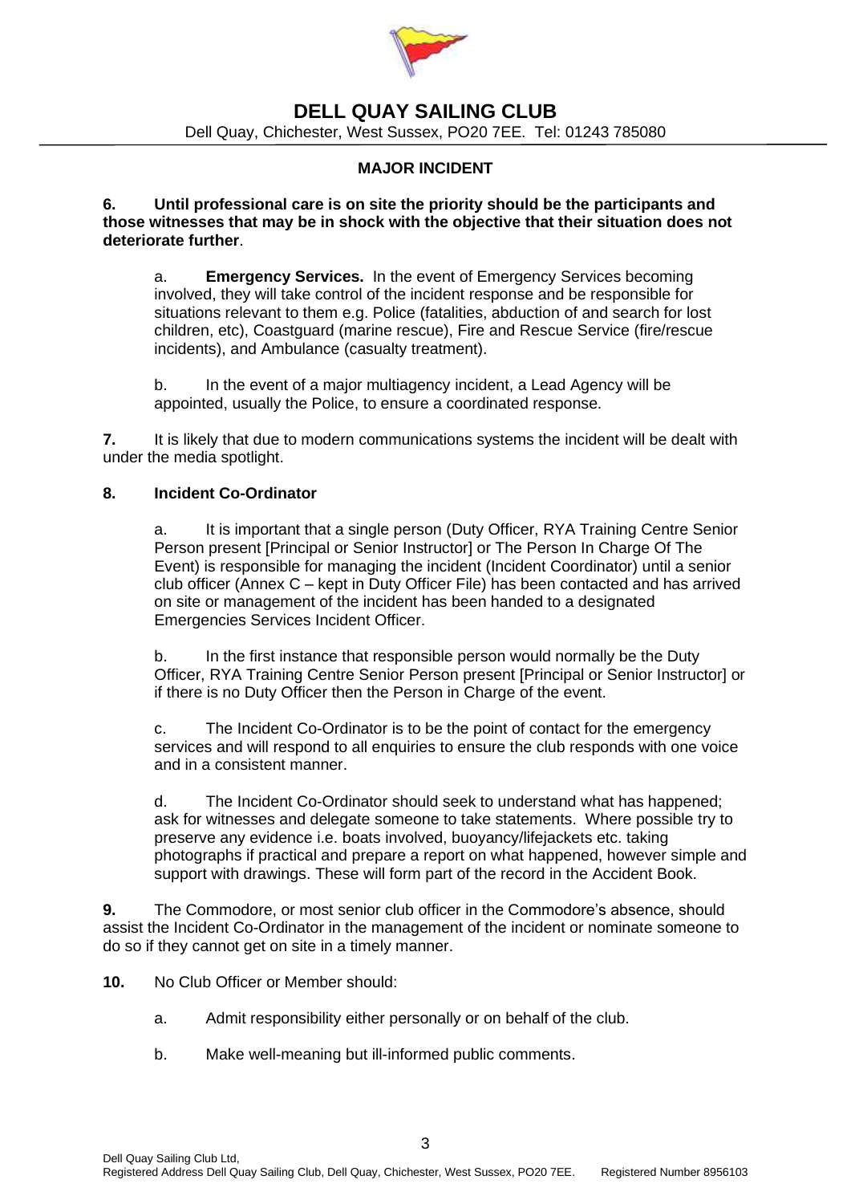# DELL QUAY SAILING CLUB

Dell Quay, Chichester, West Sussex, PO20 7EE. Tel: 01243 785080

## MAJOR INCIDENT

**6. Until professional care is on site the priority should be the participants and those witnesses that may be in shock with the objective that their situation does not deteriorate further**.

a. **Emergency Services.** In the event of Emergency Services becoming involved, they will take control of the incident response and be responsible for situations relevant to them e.g. Police (fatalities, abduction of and search for lost children, etc), Coastguard (marine rescue), Fire and Rescue Service (fire/rescue incidents), and Ambulance (casualty treatment).

b. In the event of a major multiagency incident, a Lead Agency will be appointed, usually the Police, to ensure a coordinated response.

**7.** It is likely that due to modern communications systems the incident will be dealt with under the media spotlight.

**8. Incident Co-Ordinator**

a. It is important that a single person (Duty Officer, RYA Training Centre Senior Person present [Principal or Senior Instructor] or The Person In Charge Of The Event) is responsible for managing the incident (Incident Coordinator) until a senior club officer (Annex C – kept in Duty Officer File) has been contacted and has arrived on site or management of the incident has been handed to a designated Emergencies Services Incident Officer.

b. In the first instance that responsible person would normally be the Duty Officer, RYA Training Centre Senior Person present [Principal or Senior Instructor] or if there is no Duty Officer then the Person in Charge of the event.

c. The Incident Co-Ordinator is to be the point of contact for the emergency services and will respond to all enquiries to ensure the club responds with one voice and in a consistent manner.

d. The Incident Co-Ordinator should seek to understand what has happened; ask for witnesses and delegate someone to take statements. Where possible try to preserve any evidence i.e. boats involved, buoyancy/lifejackets etc. taking photographs if practical and prepare a report on what happened, however simple and support with drawings. These will form part of the record in the Accident Book.

**9.** The Commodore, or most senior club officer in the Commodore's absence, should assist the Incident Co-Ordinator in the management of the incident or nominate someone to do so if they cannot get on site in a timely manner.

**10.** No Club Officer or Member should:

a. Admit responsibility either personally or on behalf of the club.

b. Make well-meaning but ill-informed public comments.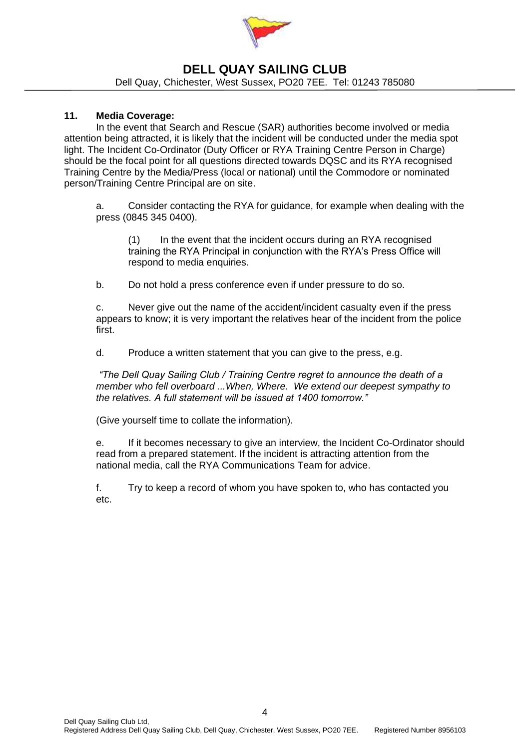### 11. Media Coverage:

In the event that Search and Rescue (SAR) authorities become involved or media attention being attracted, it is likely that the incident will be conducted under the media spot light. The Incident Co-Ordinator (Duty Officer or RYA Training Centre Person in Charge) should be the focal point for all questions directed towards DQSC and its RYA recognised Training Centre by the Media/Press (local or national) until the Commodore or nominated person/Training Centre Principal are on site.

a. Consider contacting the RYA for guidance, for example when dealing with the press (0845 345 0400).

(1) In the event that the incident occurs during an RYA recognised training the RYA Principal in conjunction with the RYA's Press Office will respond to media enquiries.

b. Do not hold a press conference even if under pressure to do so.

c. Never give out the name of the accident/incident casualty even if the press appears to know; it is very important the relatives hear of the incident from the police first.

d. Produce a written statement that you can give to the press, e.g.

*"The Dell Quay Sailing Club / Training Centre regret to announce the death of a member who fell overboard ...When, Where. We extend our deepest sympathy to the relatives. A full statement will be issued at 1400 tomorrow."*

(Give yourself time to collate the information).

e. If it becomes necessary to give an interview, the Incident Co-Ordinator should read from a prepared statement. If the incident is attracting attention from the national media, call the RYA Communications Team for advice.

f. Try to keep a record of whom you have spoken to, who has contacted you etc.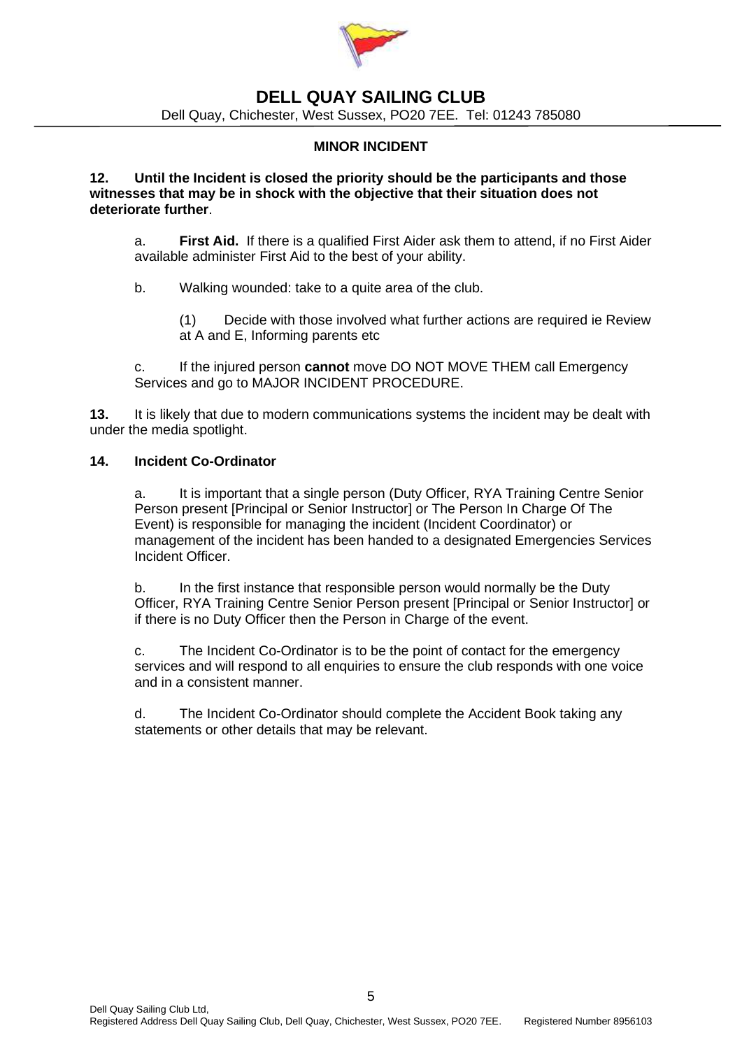# DELL QUAY SAILING CLUB

Dell Quay, Chichester, West Sussex, PO20 7EE. Tel: 01243 785080

## MINOR INCIDENT

**12. Until the Incident is closed the priority should be the participants and those witnesses that may be in shock with the objective that their situation does not deteriorate further**.

a. **First Aid.** If there is a qualified First Aider ask them to attend, if no First Aider available administer First Aid to the best of your ability.

b. Walking wounded: take to a quite area of the club.

(1) Decide with those involved what further actions are required ie Review at A and E, Informing parents etc

c. If the injured person **cannot** move DO NOT MOVE THEM call Emergency Services and go to MAJOR INCIDENT PROCEDURE.

**13.** It is likely that due to modern communications systems the incident may be dealt with under the media spotlight.

**14. Incident Co-Ordinator**

a. It is important that a single person (Duty Officer, RYA Training Centre Senior Person present [Principal or Senior Instructor] or The Person In Charge Of The Event) is responsible for managing the incident (Incident Coordinator) or management of the incident has been handed to a designated Emergencies Services Incident Officer.

b. In the first instance that responsible person would normally be the Duty Officer, RYA Training Centre Senior Person present [Principal or Senior Instructor] or if there is no Duty Officer then the Person in Charge of the event.

c. The Incident Co-Ordinator is to be the point of contact for the emergency services and will respond to all enquiries to ensure the club responds with one voice and in a consistent manner.

d. The Incident Co-Ordinator should complete the Accident Book taking any statements or other details that may be relevant.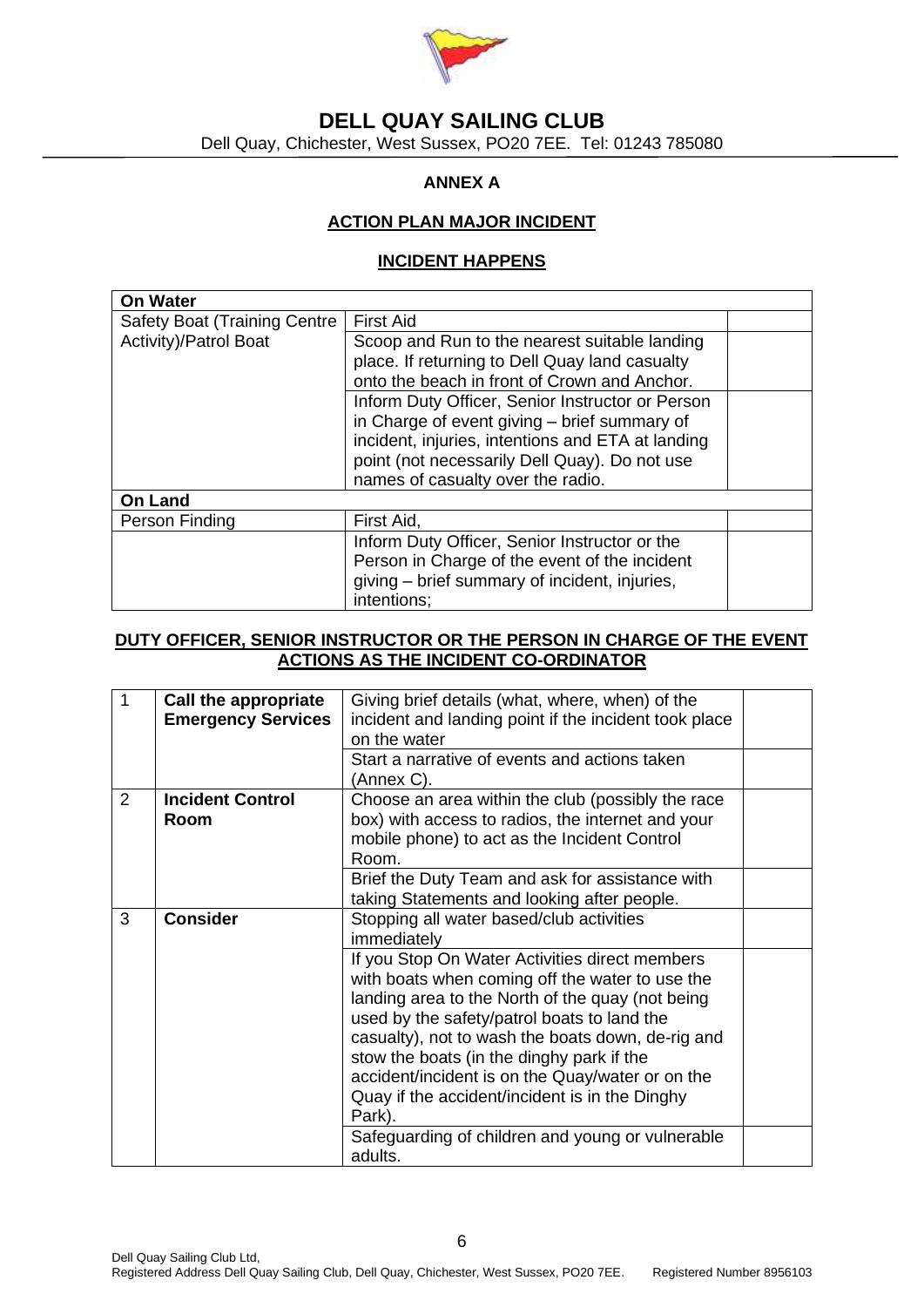# DELL QUAY SAILING CLUB

Dell Quay, Chichester, West Sussex, PO20 7EE. Tel: 01243 785080

## ANNEX A

## ACTION PLAN MAJOR INCIDENT

### INCIDENT HAPPENS

| On Water | | |
|---|---|---|
| Safety Boat (Training Centre Activity)/Patrol Boat | First Aid | |
| | Scoop and Run to the nearest suitable landing place. If returning to Dell Quay land casualty onto the beach in front of Crown and Anchor. | |
| | Inform Duty Officer, Senior Instructor or Person in Charge of event giving – brief summary of incident, injuries, intentions and ETA at landing point (not necessarily Dell Quay). Do not use names of casualty over the radio. | |
| **On Land** | | |
| Person Finding | First Aid, | |
| | Inform Duty Officer, Senior Instructor or the Person in Charge of the event of the incident giving – brief summary of incident, injuries, intentions; | |

### DUTY OFFICER, SENIOR INSTRUCTOR OR THE PERSON IN CHARGE OF THE EVENT ACTIONS AS THE INCIDENT CO-ORDINATOR

| | | | |
|---|---|---|---|
| 1 | **Call the appropriate Emergency Services** | Giving brief details (what, where, when) of the incident and landing point if the incident took place on the water | |
| | | Start a narrative of events and actions taken (Annex C). | |
| 2 | **Incident Control Room** | Choose an area within the club (possibly the race box) with access to radios, the internet and your mobile phone) to act as the Incident Control Room. | |
| | | Brief the Duty Team and ask for assistance with taking Statements and looking after people. | |
| 3 | **Consider** | Stopping all water based/club activities immediately | |
| | | If you Stop On Water Activities direct members with boats when coming off the water to use the landing area to the North of the quay (not being used by the safety/patrol boats to land the casualty), not to wash the boats down, de-rig and stow the boats (in the dinghy park if the accident/incident is on the Quay/water or on the Quay if the accident/incident is in the Dinghy Park). | |
| | | Safeguarding of children and young or vulnerable adults. | |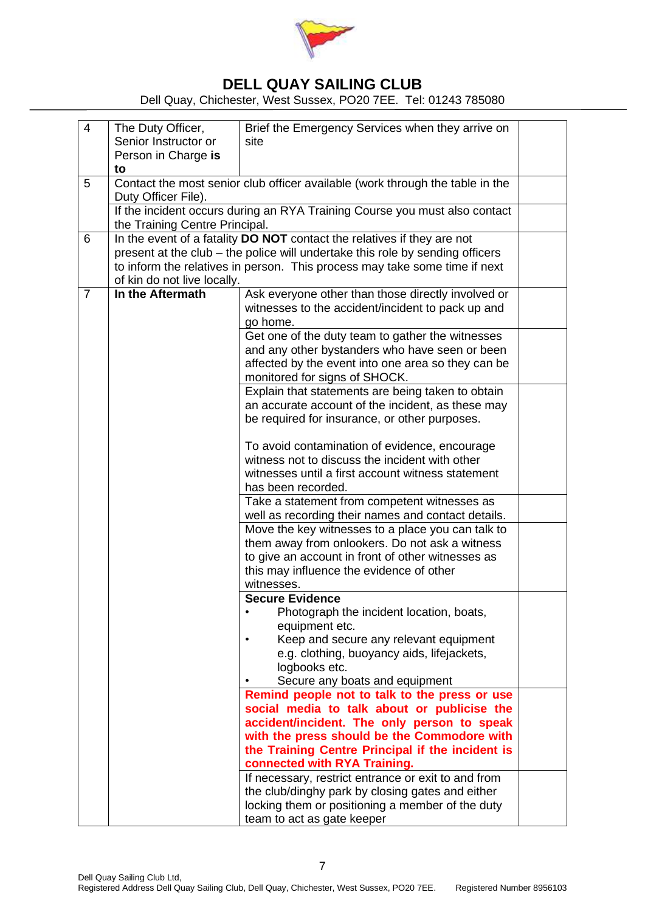| | | | |
|---|---|---|---|
| 4 | The Duty Officer, Senior Instructor or Person in Charge **is to** | Brief the Emergency Services when they arrive on site | |
| 5 | Contact the most senior club officer available (work through the table in the Duty Officer File). | | |
| | If the incident occurs during an RYA Training Course you must also contact the Training Centre Principal. | | |
| 6 | In the event of a fatality **DO NOT** contact the relatives if they are not present at the club – the police will undertake this role by sending officers to inform the relatives in person. This process may take some time if next of kin do not live locally. | | |
| 7 | **In the Aftermath** | Ask everyone other than those directly involved or witnesses to the accident/incident to pack up and go home. | |
| | | Get one of the duty team to gather the witnesses and any other bystanders who have seen or been affected by the event into one area so they can be monitored for signs of SHOCK. | |
| | | Explain that statements are being taken to obtain an accurate account of the incident, as these may be required for insurance, or other purposes.<br><br>To avoid contamination of evidence, encourage witness not to discuss the incident with other witnesses until a first account witness statement has been recorded. | |
| | | Take a statement from competent witnesses as well as recording their names and contact details. | |
| | | Move the key witnesses to a place you can talk to them away from onlookers. Do not ask a witness to give an account in front of other witnesses as this may influence the evidence of other witnesses. | |
| | | **Secure Evidence**<br>• Photograph the incident location, boats, equipment etc.<br>• Keep and secure any relevant equipment e.g. clothing, buoyancy aids, lifejackets, logbooks etc.<br>• Secure any boats and equipment | |
| | | **Remind people not to talk to the press or use social media to talk about or publicise the accident/incident. The only person to speak with the press should be the Commodore with the Training Centre Principal if the incident is connected with RYA Training.** | |
| | | If necessary, restrict entrance or exit to and from the club/dinghy park by closing gates and either locking them or positioning a member of the duty team to act as gate keeper | |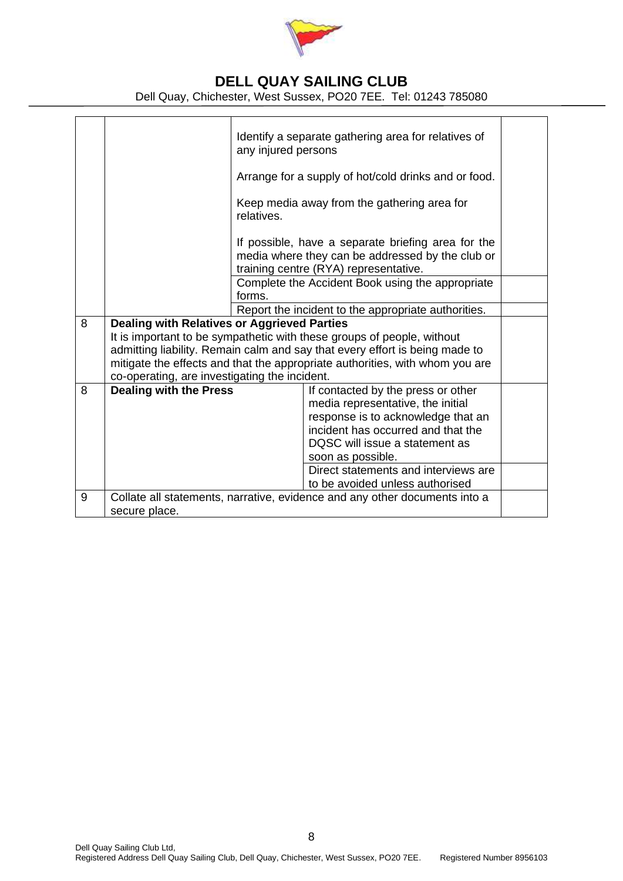**DELL QUAY SAILING CLUB**

Dell Quay, Chichester, West Sussex, PO20 7EE. Tel: 01243 785080

| | | | | |
|---|---|---|---|---|
| | | Identify a separate gathering area for relatives of any injured persons<br><br>Arrange for a supply of hot/cold drinks and or food.<br><br>Keep media away from the gathering area for relatives.<br><br>If possible, have a separate briefing area for the media where they can be addressed by the club or training centre (RYA) representative. | | |
| | | Complete the Accident Book using the appropriate forms. | | |
| | | Report the incident to the appropriate authorities. | | |
| 8 | **Dealing with Relatives or Aggrieved Parties**<br>It is important to be sympathetic with these groups of people, without admitting liability. Remain calm and say that every effort is being made to mitigate the effects and that the appropriate authorities, with whom you are co-operating, are investigating the incident. | | | |
| 8 | **Dealing with the Press** | | If contacted by the press or other media representative, the initial response is to acknowledge that an incident has occurred and that the DQSC will issue a statement as soon as possible. | |
| | | | Direct statements and interviews are to be avoided unless authorised | |
| 9 | Collate all statements, narrative, evidence and any other documents into a secure place. | | | |

Dell Quay Sailing Club Ltd,
Registered Address Dell Quay Sailing Club, Dell Quay, Chichester, West Sussex, PO20 7EE. Registered Number 8956103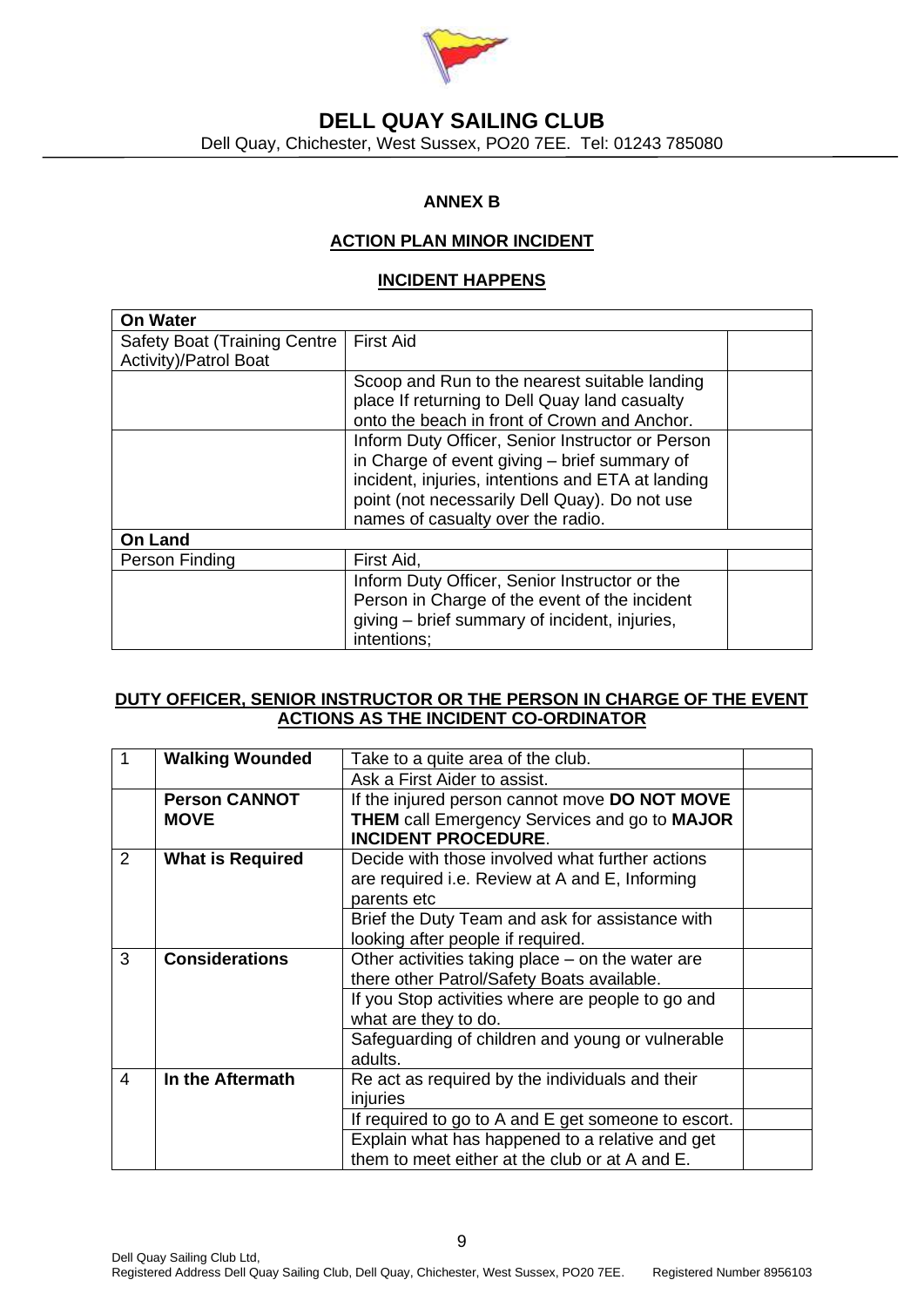# DELL QUAY SAILING CLUB

Dell Quay, Chichester, West Sussex, PO20 7EE. Tel: 01243 785080

## ANNEX B

## ACTION PLAN MINOR INCIDENT

### INCIDENT HAPPENS

| **On Water** | | |
|---|---|---|
| Safety Boat (Training Centre Activity)/Patrol Boat | First Aid | |
| | Scoop and Run to the nearest suitable landing place If returning to Dell Quay land casualty onto the beach in front of Crown and Anchor. | |
| | Inform Duty Officer, Senior Instructor or Person in Charge of event giving – brief summary of incident, injuries, intentions and ETA at landing point (not necessarily Dell Quay). Do not use names of casualty over the radio. | |
| **On Land** | | |
| Person Finding | First Aid, | |
| | Inform Duty Officer, Senior Instructor or the Person in Charge of the event of the incident giving – brief summary of incident, injuries, intentions; | |

### DUTY OFFICER, SENIOR INSTRUCTOR OR THE PERSON IN CHARGE OF THE EVENT ACTIONS AS THE INCIDENT CO-ORDINATOR

| | | | |
|---|---|---|---|
| 1 | **Walking Wounded** | Take to a quite area of the club. | |
| | | Ask a First Aider to assist. | |
| | **Person CANNOT MOVE** | If the injured person cannot move **DO NOT MOVE THEM** call Emergency Services and go to **MAJOR INCIDENT PROCEDURE**. | |
| 2 | **What is Required** | Decide with those involved what further actions are required i.e. Review at A and E, Informing parents etc | |
| | | Brief the Duty Team and ask for assistance with looking after people if required. | |
| 3 | **Considerations** | Other activities taking place – on the water are there other Patrol/Safety Boats available. | |
| | | If you Stop activities where are people to go and what are they to do. | |
| | | Safeguarding of children and young or vulnerable adults. | |
| 4 | **In the Aftermath** | Re act as required by the individuals and their injuries | |
| | | If required to go to A and E get someone to escort. | |
| | | Explain what has happened to a relative and get them to meet either at the club or at A and E. | |

Dell Quay Sailing Club Ltd,
Registered Address Dell Quay Sailing Club, Dell Quay, Chichester, West Sussex, PO20 7EE. Registered Number 8956103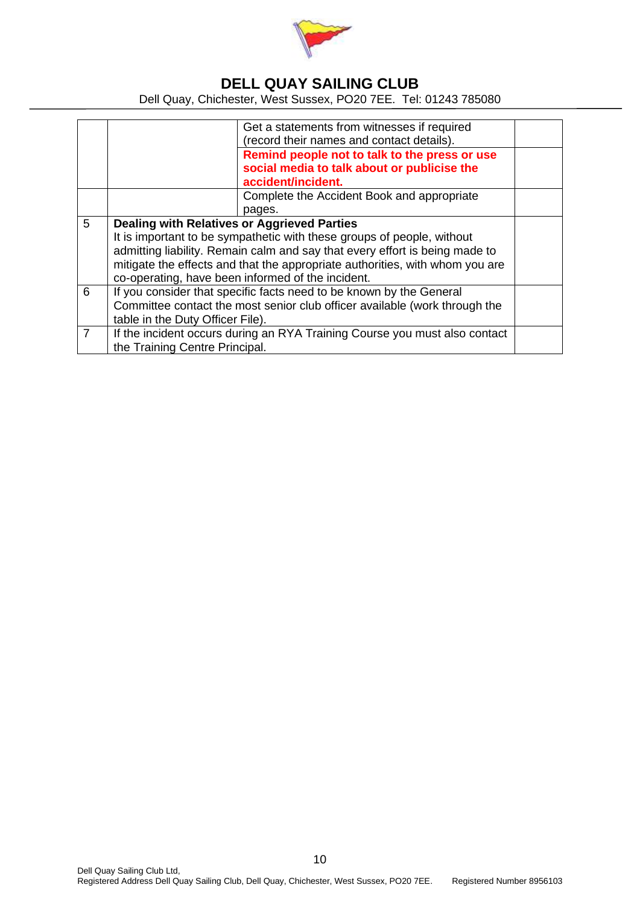# DELL QUAY SAILING CLUB

Dell Quay, Chichester, West Sussex, PO20 7EE. Tel: 01243 785080

| | | | |
|---|---|---|---|
| | | Get a statements from witnesses if required (record their names and contact details). | |
| | | **Remind people not to talk to the press or use social media to talk about or publicise the accident/incident.** | |
| | | Complete the Accident Book and appropriate pages. | |
| 5 | **Dealing with Relatives or Aggrieved Parties** It is important to be sympathetic with these groups of people, without admitting liability. Remain calm and say that every effort is being made to mitigate the effects and that the appropriate authorities, with whom you are co-operating, have been informed of the incident. | | |
| 6 | If you consider that specific facts need to be known by the General Committee contact the most senior club officer available (work through the table in the Duty Officer File). | | |
| 7 | If the incident occurs during an RYA Training Course you must also contact the Training Centre Principal. | | |

Dell Quay Sailing Club Ltd,
Registered Address Dell Quay Sailing Club, Dell Quay, Chichester, West Sussex, PO20 7EE. Registered Number 8956103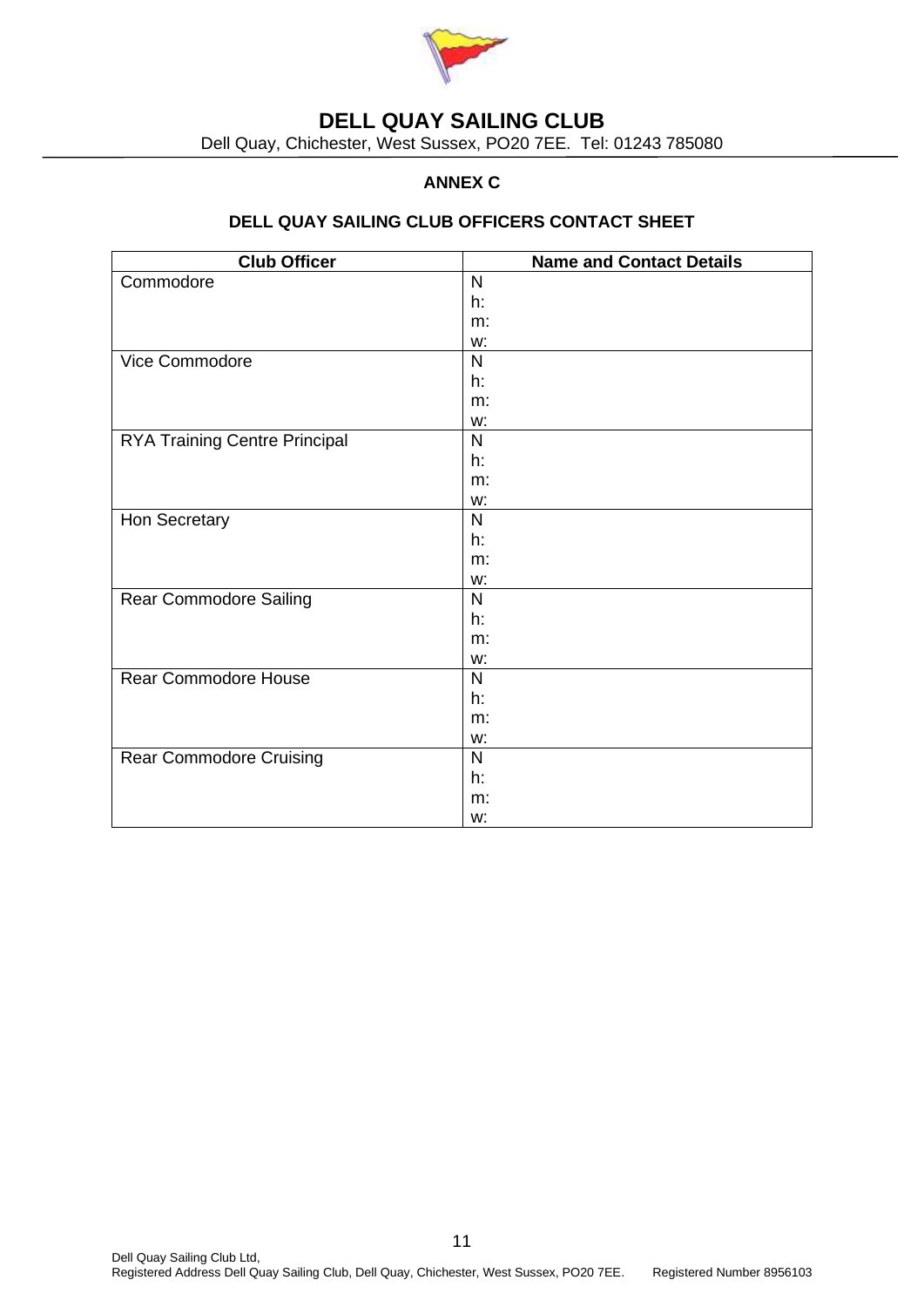# DELL QUAY SAILING CLUB

Dell Quay, Chichester, West Sussex, PO20 7EE. Tel: 01243 785080

**ANNEX C**

**DELL QUAY SAILING CLUB OFFICERS CONTACT SHEET**

| Club Officer | Name and Contact Details |
|---|---|
| Commodore | N<br>h:<br>m:<br>w: |
| Vice Commodore | N<br>h:<br>m:<br>w: |
| RYA Training Centre Principal | N<br>h:<br>m:<br>w: |
| Hon Secretary | N<br>h:<br>m:<br>w: |
| Rear Commodore Sailing | N<br>h:<br>m:<br>w: |
| Rear Commodore House | N<br>h:<br>m:<br>w: |
| Rear Commodore Cruising | N<br>h:<br>m:<br>w: |

Dell Quay Sailing Club Ltd,
Registered Address Dell Quay Sailing Club, Dell Quay, Chichester, West Sussex, PO20 7EE. Registered Number 8956103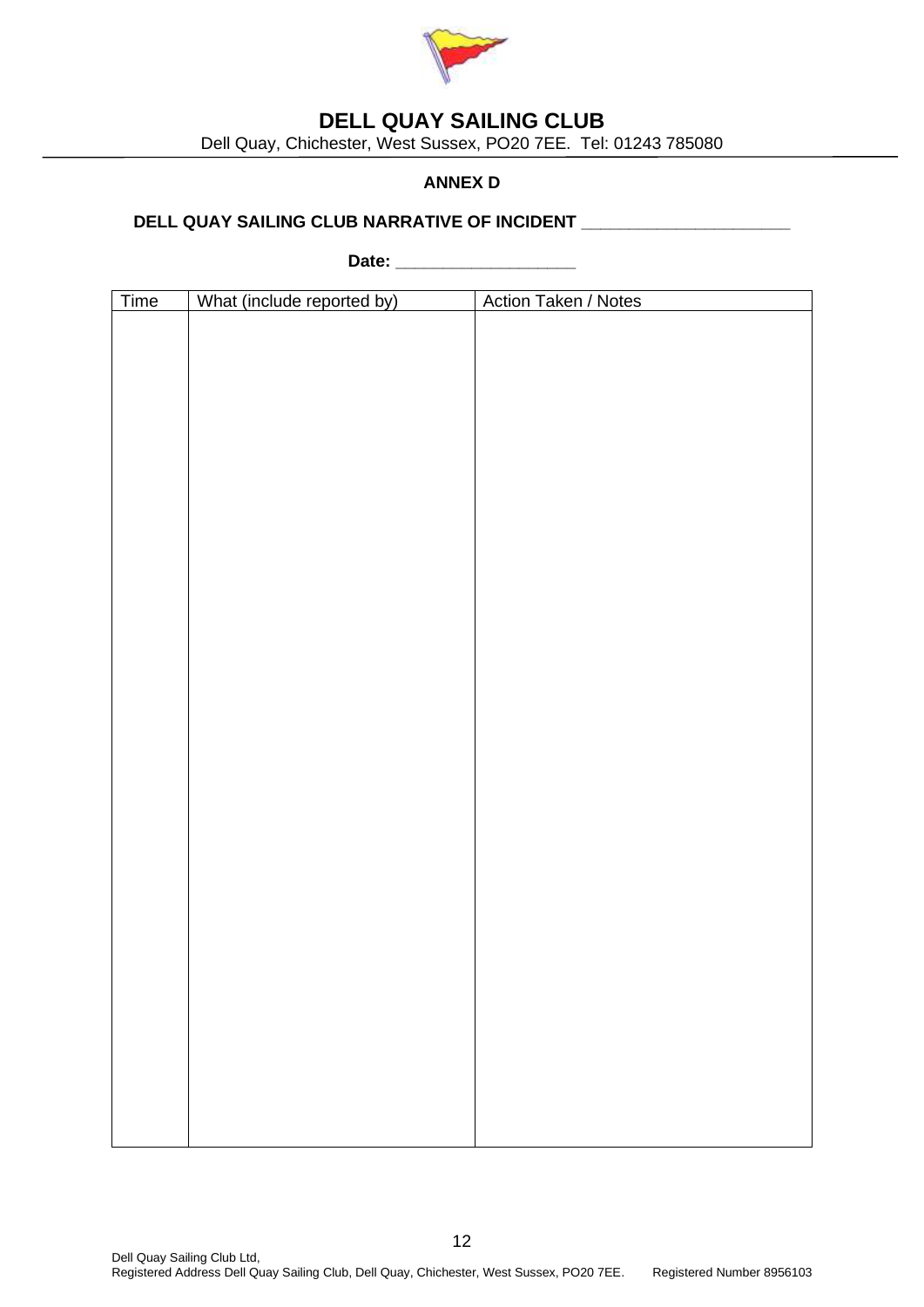# DELL QUAY SAILING CLUB

Dell Quay, Chichester, West Sussex, PO20 7EE. Tel: 01243 785080

## ANNEX D

**DELL QUAY SAILING CLUB NARRATIVE OF INCIDENT \_\_\_\_\_\_\_\_\_\_\_\_\_\_\_\_\_\_\_\_\_\_**

**Date: \_\_\_\_\_\_\_\_\_\_\_\_\_\_\_\_\_\_\_**

| Time | What (include reported by) | Action Taken / Notes |
|---|---|---|
| | | |

Dell Quay Sailing Club Ltd,
Registered Address Dell Quay Sailing Club, Dell Quay, Chichester, West Sussex, PO20 7EE. Registered Number 8956103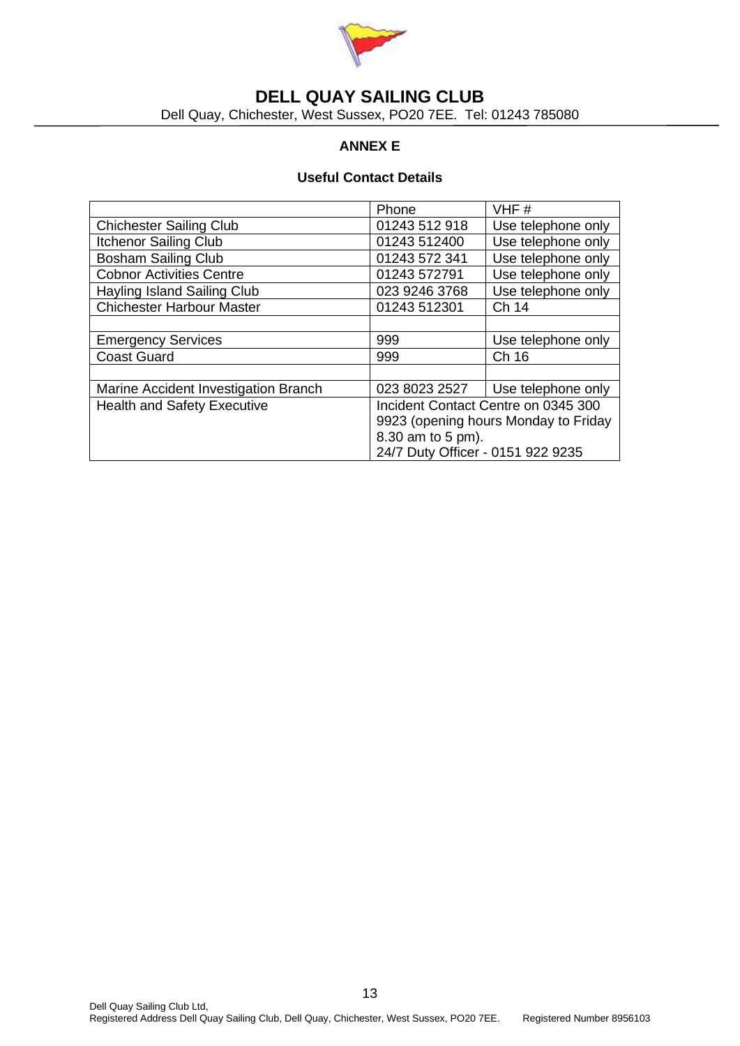# DELL QUAY SAILING CLUB

Dell Quay, Chichester, West Sussex, PO20 7EE. Tel: 01243 785080

## ANNEX E

### Useful Contact Details

| | Phone | VHF # |
|---|---|---|
| Chichester Sailing Club | 01243 512 918 | Use telephone only |
| Itchenor Sailing Club | 01243 512400 | Use telephone only |
| Bosham Sailing Club | 01243 572 341 | Use telephone only |
| Cobnor Activities Centre | 01243 572791 | Use telephone only |
| Hayling Island Sailing Club | 023 9246 3768 | Use telephone only |
| Chichester Harbour Master | 01243 512301 | Ch 14 |
| | | |
| Emergency Services | 999 | Use telephone only |
| Coast Guard | 999 | Ch 16 |
| | | |
| Marine Accident Investigation Branch | 023 8023 2527 | Use telephone only |
| Health and Safety Executive | Incident Contact Centre on 0345 300 9923 (opening hours Monday to Friday 8.30 am to 5 pm). 24/7 Duty Officer - 0151 922 9235 | |

Dell Quay Sailing Club Ltd,
Registered Address Dell Quay Sailing Club, Dell Quay, Chichester, West Sussex, PO20 7EE. Registered Number 8956103